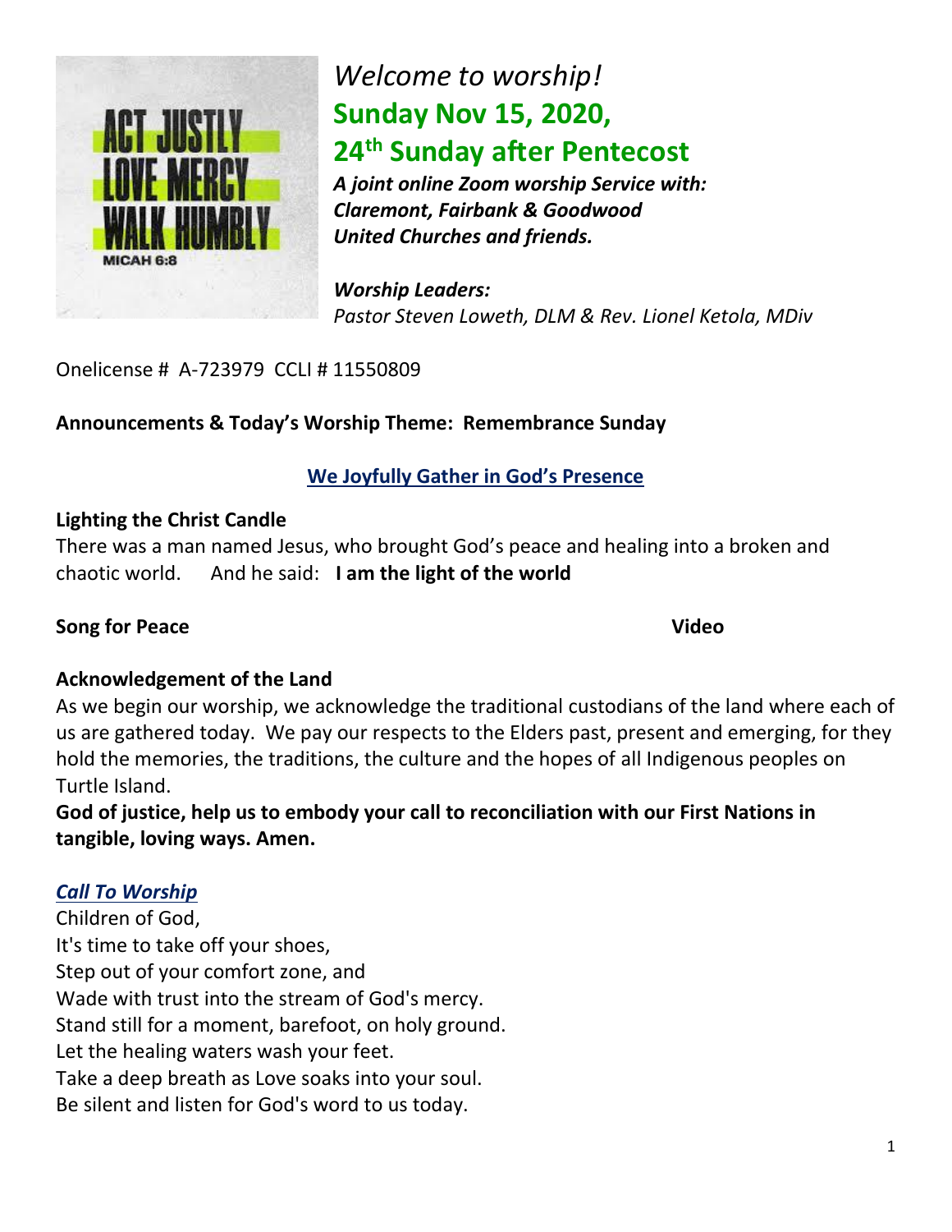*Welcome to worship!*

**Sunday Nov 15, 2020,**

**24th Sunday after Pentecost**

***A joint online Zoom worship Service with:***
***Claremont, Fairbank & Goodwood***
***United Churches and friends.***

***Worship Leaders:***
*Pastor Steven Loweth, DLM & Rev. Lionel Ketola, MDiv*

Onelicense # A-723979 CCLI # 11550809

**Announcements & Today's Worship Theme: Remembrance Sunday**

## We Joyfully Gather in God's Presence

**Lighting the Christ Candle**

There was a man named Jesus, who brought God's peace and healing into a broken and chaotic world. And he said: **I am the light of the world**

**Song for Peace** **Video**

**Acknowledgement of the Land**

As we begin our worship, we acknowledge the traditional custodians of the land where each of us are gathered today. We pay our respects to the Elders past, present and emerging, for they hold the memories, the traditions, the culture and the hopes of all Indigenous peoples on Turtle Island.

**God of justice, help us to embody your call to reconciliation with our First Nations in tangible, loving ways. Amen.**

***Call To Worship***

Children of God,
It's time to take off your shoes,
Step out of your comfort zone, and
Wade with trust into the stream of God's mercy.
Stand still for a moment, barefoot, on holy ground.
Let the healing waters wash your feet.
Take a deep breath as Love soaks into your soul.
Be silent and listen for God's word to us today.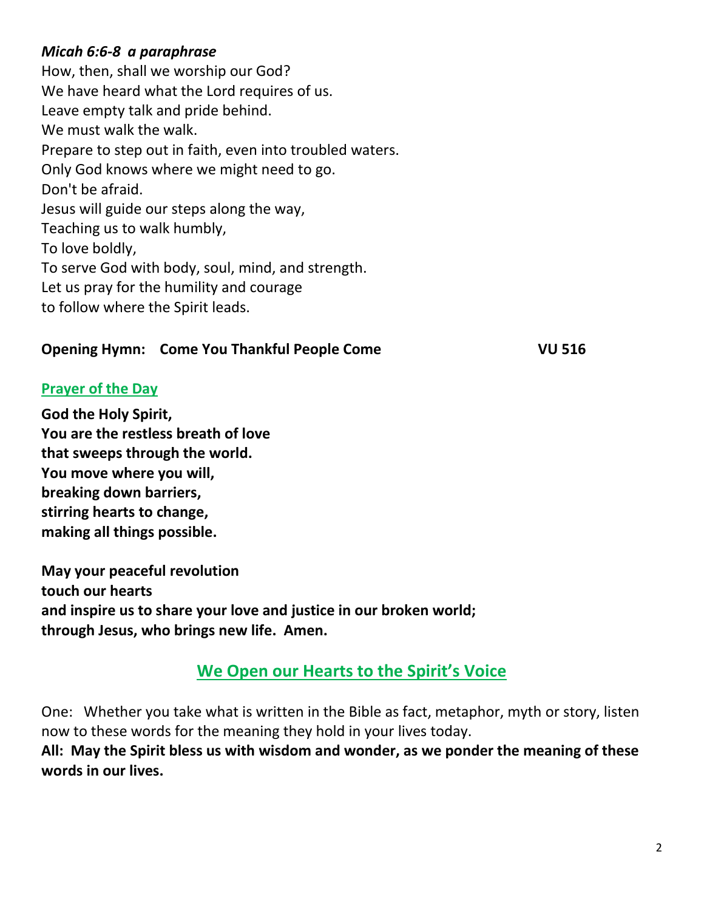***Micah 6:6-8 a paraphrase***

How, then, shall we worship our God?
We have heard what the Lord requires of us.
Leave empty talk and pride behind.
We must walk the walk.
Prepare to step out in faith, even into troubled waters.
Only God knows where we might need to go.
Don't be afraid.
Jesus will guide our steps along the way,
Teaching us to walk humbly,
To love boldly,
To serve God with body, soul, mind, and strength.
Let us pray for the humility and courage
to follow where the Spirit leads.

**Opening Hymn: Come You Thankful People Come VU 516**

## Prayer of the Day

**God the Holy Spirit,**
**You are the restless breath of love**
**that sweeps through the world.**
**You move where you will,**
**breaking down barriers,**
**stirring hearts to change,**
**making all things possible.**

**May your peaceful revolution**
**touch our hearts**
**and inspire us to share your love and justice in our broken world;**
**through Jesus, who brings new life. Amen.**

## We Open our Hearts to the Spirit's Voice

One: Whether you take what is written in the Bible as fact, metaphor, myth or story, listen now to these words for the meaning they hold in your lives today.

**All: May the Spirit bless us with wisdom and wonder, as we ponder the meaning of these words in our lives.**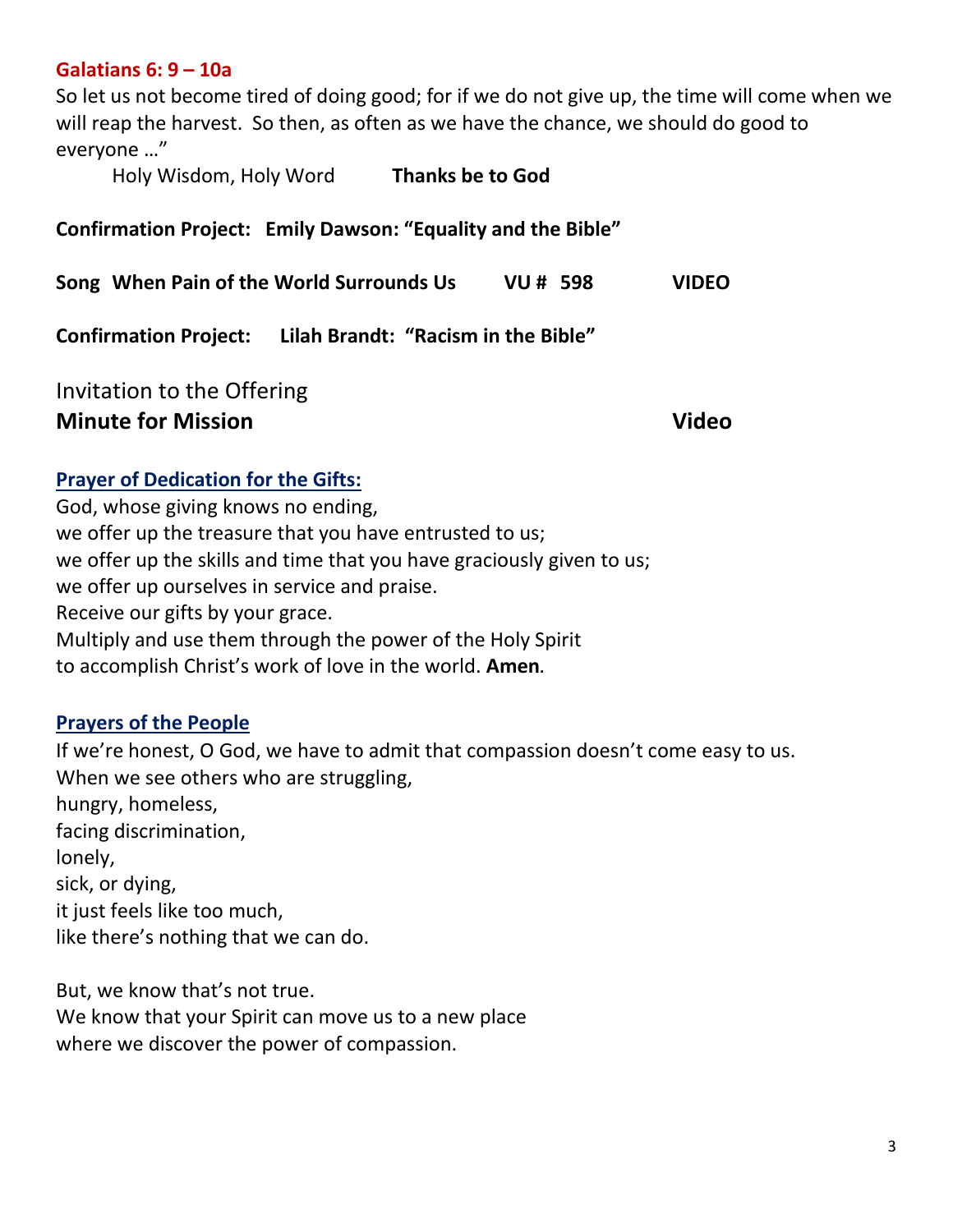**Galatians 6: 9 – 10a**

So let us not become tired of doing good; for if we do not give up, the time will come when we will reap the harvest. So then, as often as we have the chance, we should do good to everyone …"

Holy Wisdom, Holy Word **Thanks be to God**

**Confirmation Project: Emily Dawson: "Equality and the Bible"**

**Song When Pain of the World Surrounds Us VU # 598 VIDEO**

**Confirmation Project: Lilah Brandt: "Racism in the Bible"**

Invitation to the Offering

**Minute for Mission Video**

**Prayer of Dedication for the Gifts:**

God, whose giving knows no ending,
we offer up the treasure that you have entrusted to us;
we offer up the skills and time that you have graciously given to us;
we offer up ourselves in service and praise.
Receive our gifts by your grace.
Multiply and use them through the power of the Holy Spirit
to accomplish Christ's work of love in the world. **Amen**.

**Prayers of the People**

If we're honest, O God, we have to admit that compassion doesn't come easy to us.
When we see others who are struggling,
hungry, homeless,
facing discrimination,
lonely,
sick, or dying,
it just feels like too much,
like there's nothing that we can do.

But, we know that's not true.
We know that your Spirit can move us to a new place
where we discover the power of compassion.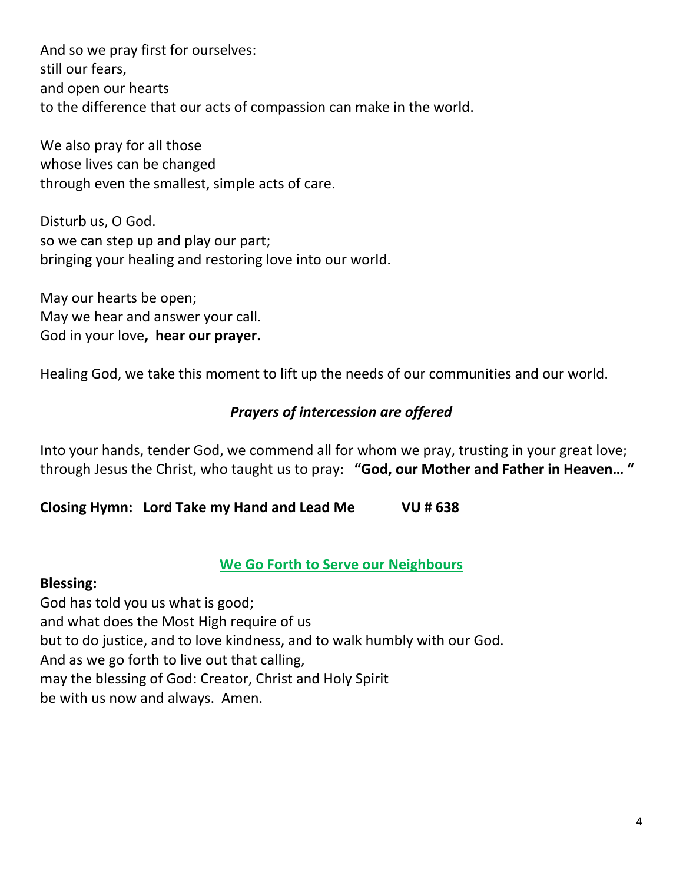And so we pray first for ourselves:  
still our fears,  
and open our hearts  
to the difference that our acts of compassion can make in the world.

We also pray for all those  
whose lives can be changed  
through even the smallest, simple acts of care.

Disturb us, O God.  
so we can step up and play our part;  
bringing your healing and restoring love into our world.

May our hearts be open;  
May we hear and answer your call.  
God in your love**, hear our prayer.**

Healing God, we take this moment to lift up the needs of our communities and our world.

***Prayers of intercession are offered***

Into your hands, tender God, we commend all for whom we pray, trusting in your great love; through Jesus the Christ, who taught us to pray: **"God, our Mother and Father in Heaven… "**

**Closing Hymn: Lord Take my Hand and Lead Me VU # 638**

## We Go Forth to Serve our Neighbours

**Blessing:**

God has told you us what is good;  
and what does the Most High require of us  
but to do justice, and to love kindness, and to walk humbly with our God.  
And as we go forth to live out that calling,  
may the blessing of God: Creator, Christ and Holy Spirit  
be with us now and always. Amen.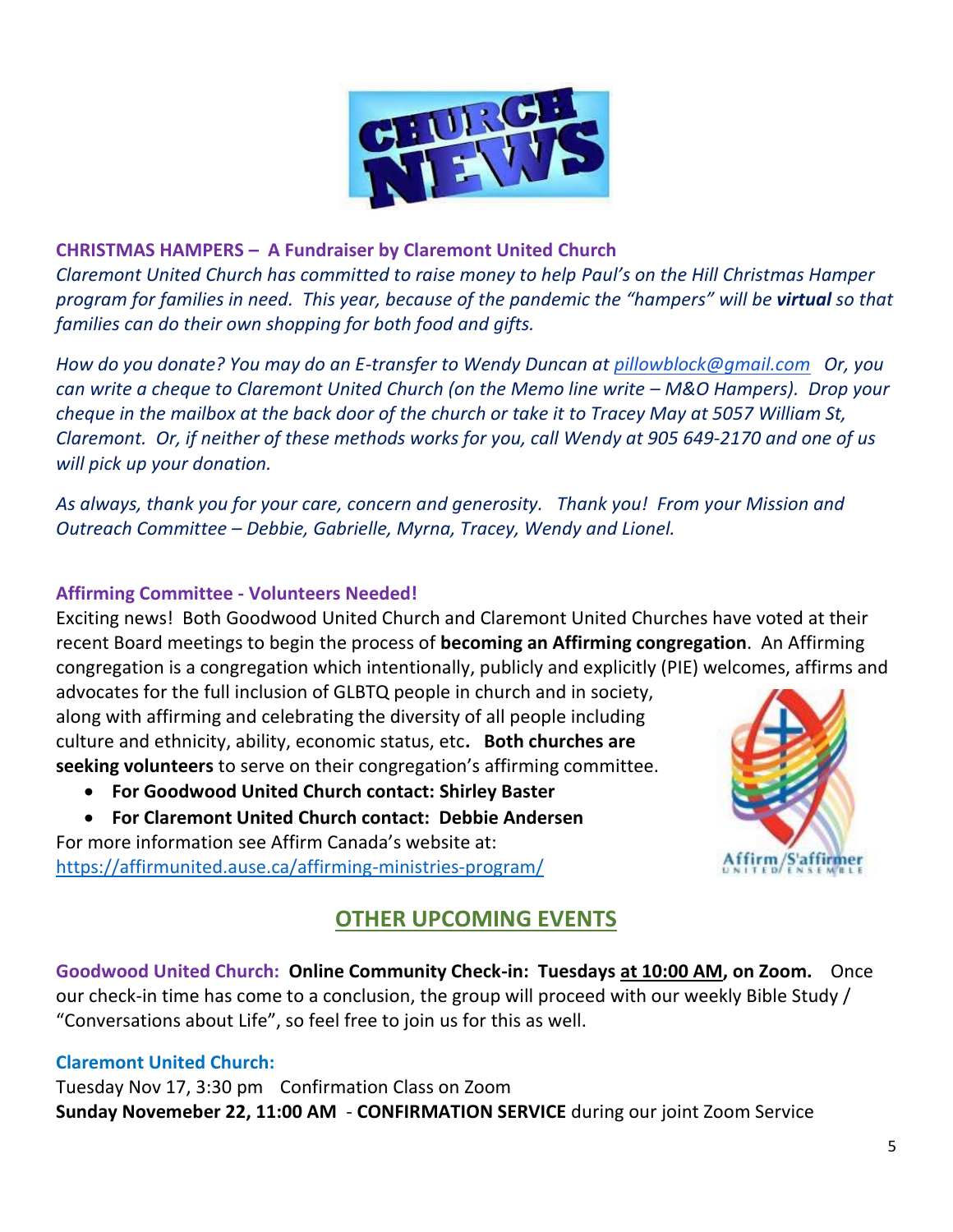**CHRISTMAS HAMPERS – A Fundraiser by Claremont United Church**

*Claremont United Church has committed to raise money to help Paul's on the Hill Christmas Hamper program for families in need. This year, because of the pandemic the "hampers" will be* ***virtual*** *so that families can do their own shopping for both food and gifts.*

*How do you donate? You may do an E-transfer to Wendy Duncan at [pillowblock@gmail.com](mailto:pillowblock@gmail.com) Or, you can write a cheque to Claremont United Church (on the Memo line write – M&O Hampers). Drop your cheque in the mailbox at the back door of the church or take it to Tracey May at 5057 William St, Claremont. Or, if neither of these methods works for you, call Wendy at 905 649-2170 and one of us will pick up your donation.*

*As always, thank you for your care, concern and generosity. Thank you! From your Mission and Outreach Committee – Debbie, Gabrielle, Myrna, Tracey, Wendy and Lionel.*

**Affirming Committee - Volunteers Needed!**

Exciting news! Both Goodwood United Church and Claremont United Churches have voted at their recent Board meetings to begin the process of **becoming an Affirming congregation**. An Affirming congregation is a congregation which intentionally, publicly and explicitly (PIE) welcomes, affirms and advocates for the full inclusion of GLBTQ people in church and in society, along with affirming and celebrating the diversity of all people including culture and ethnicity, ability, economic status, etc**. Both churches are seeking volunteers** to serve on their congregation's affirming committee.

- **For Goodwood United Church contact: Shirley Baster**
- **For Claremont United Church contact: Debbie Andersen**

For more information see Affirm Canada's website at: [https://affirmunited.ause.ca/affirming-ministries-program/](https://affirmunited.ause.ca/affirming-ministries-program/)

## OTHER UPCOMING EVENTS

**Goodwood United Church: Online Community Check-in: Tuesdays at 10:00 AM, on Zoom.** Once our check-in time has come to a conclusion, the group will proceed with our weekly Bible Study / "Conversations about Life", so feel free to join us for this as well.

**Claremont United Church:**

Tuesday Nov 17, 3:30 pm Confirmation Class on Zoom

**Sunday Novemeber 22, 11:00 AM** - **CONFIRMATION SERVICE** during our joint Zoom Service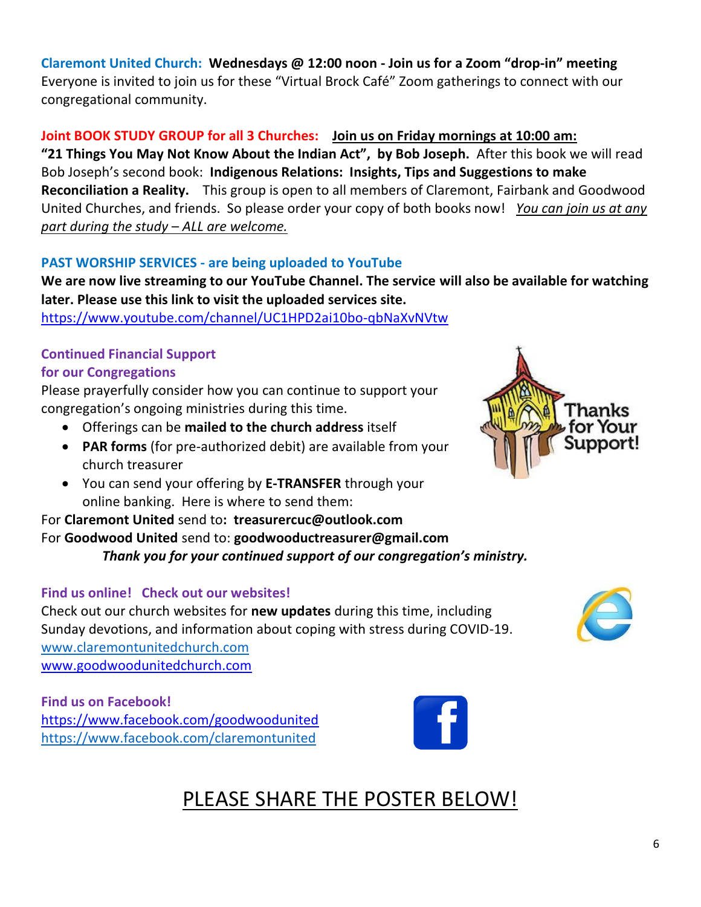**Claremont United Church: Wednesdays @ 12:00 noon - Join us for a Zoom "drop-in" meeting**
Everyone is invited to join us for these "Virtual Brock Café" Zoom gatherings to connect with our congregational community.

**Joint BOOK STUDY GROUP for all 3 Churches: Join us on Friday mornings at 10:00 am:**
**"21 Things You May Not Know About the Indian Act", by Bob Joseph.** After this book we will read Bob Joseph's second book: **Indigenous Relations: Insights, Tips and Suggestions to make Reconciliation a Reality.** This group is open to all members of Claremont, Fairbank and Goodwood United Churches, and friends. So please order your copy of both books now! *You can join us at any part during the study – ALL are welcome.*

**PAST WORSHIP SERVICES - are being uploaded to YouTube**
**We are now live streaming to our YouTube Channel. The service will also be available for watching later. Please use this link to visit the uploaded services site.**
https://www.youtube.com/channel/UC1HPD2ai10bo-qbNaXvNVtw

**Continued Financial Support for our Congregations**
Please prayerfully consider how you can continue to support your congregation's ongoing ministries during this time.

- Offerings can be **mailed to the church address** itself
- **PAR forms** (for pre-authorized debit) are available from your church treasurer
- You can send your offering by **E-TRANSFER** through your online banking. Here is where to send them:

For **Claremont United** send to**: treasurercuc@outlook.com**
For **Goodwood United** send to: **goodwooductreasurer@gmail.com**

***Thank you for your continued support of our congregation's ministry.***

**Find us online! Check out our websites!**
Check out our church websites for **new updates** during this time, including Sunday devotions, and information about coping with stress during COVID-19.
www.claremontunitedchurch.com
www.goodwoodunitedchurch.com

**Find us on Facebook!**
https://www.facebook.com/goodwoodunited
https://www.facebook.com/claremontunited

PLEASE SHARE THE POSTER BELOW!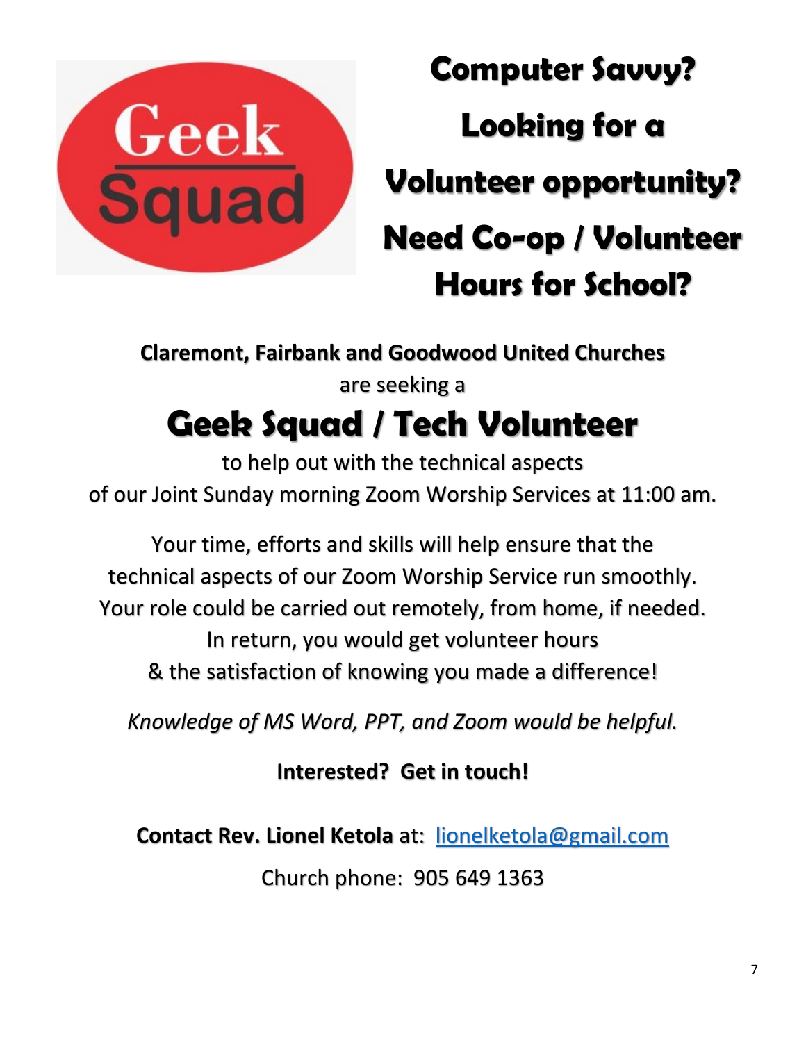Geek Squad

# Computer Savvy?

# Looking for a

# Volunteer opportunity?

# Need Co-op / Volunteer Hours for School?

**Claremont, Fairbank and Goodwood United Churches**

are seeking a

# Geek Squad / Tech Volunteer

to help out with the technical aspects
of our Joint Sunday morning Zoom Worship Services at 11:00 am.

Your time, efforts and skills will help ensure that the
technical aspects of our Zoom Worship Service run smoothly.
Your role could be carried out remotely, from home, if needed.
In return, you would get volunteer hours
& the satisfaction of knowing you made a difference!

*Knowledge of MS Word, PPT, and Zoom would be helpful.*

**Interested? Get in touch!**

**Contact Rev. Lionel Ketola** at: lionelketola@gmail.com

Church phone: 905 649 1363